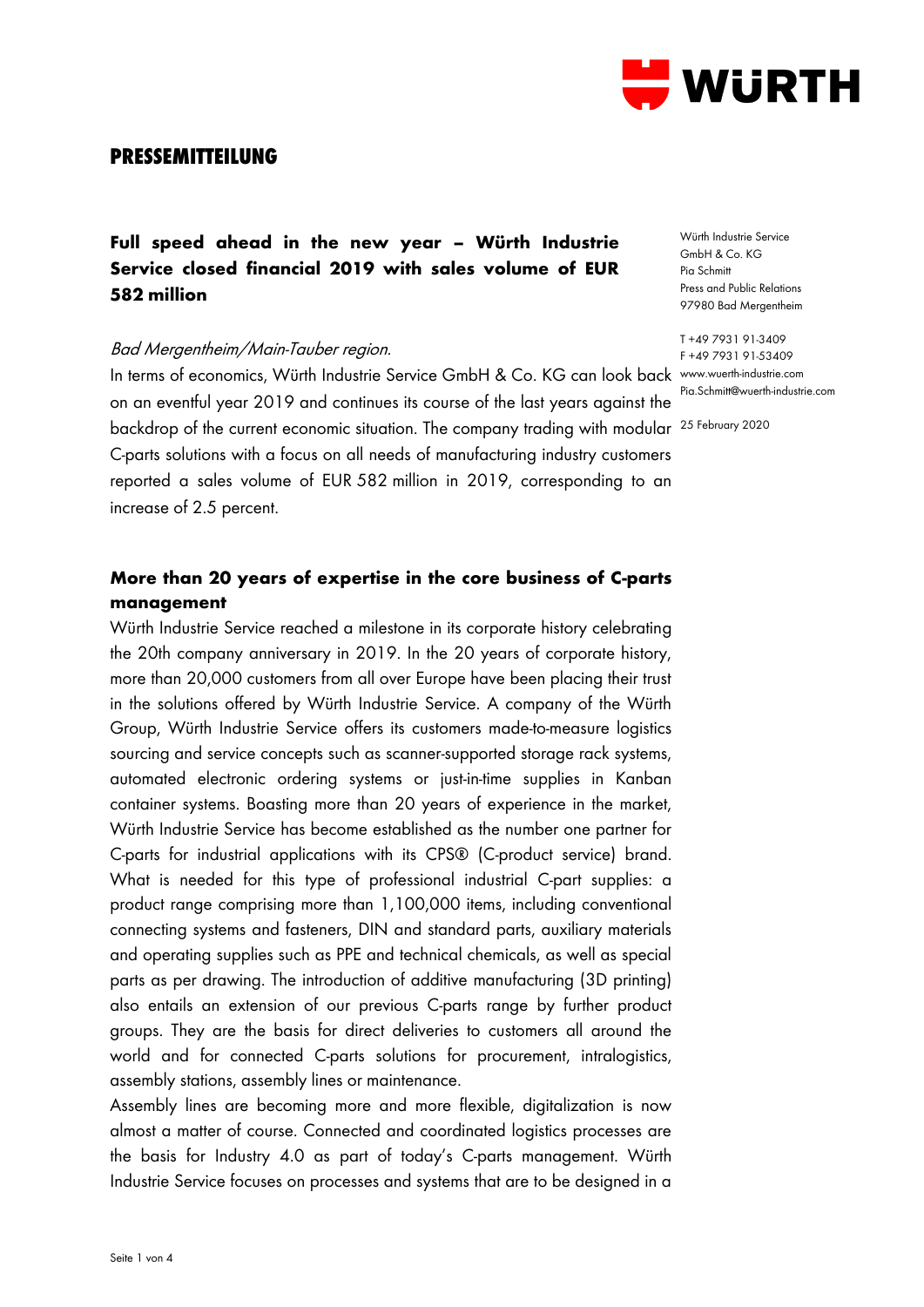# PRESSEMITTEILUNG

## Full speed ahead in the new year – Würth Industrie Service closed financial 2019 with sales volume of EUR 582 million

Würth Industrie Service GmbH & Co. KG
Pia Schmitt
Press and Public Relations
97980 Bad Mergentheim

T +49 7931 91-3409
F +49 7931 91-53409
www.wuerth-industrie.com
Pia.Schmitt@wuerth-industrie.com

25 February 2020

*Bad Mergentheim/Main-Tauber region.*

In terms of economics, Würth Industrie Service GmbH & Co. KG can look back on an eventful year 2019 and continues its course of the last years against the backdrop of the current economic situation. The company trading with modular C-parts solutions with a focus on all needs of manufacturing industry customers reported a sales volume of EUR 582 million in 2019, corresponding to an increase of 2.5 percent.

### More than 20 years of expertise in the core business of C-parts management

Würth Industrie Service reached a milestone in its corporate history celebrating the 20th company anniversary in 2019. In the 20 years of corporate history, more than 20,000 customers from all over Europe have been placing their trust in the solutions offered by Würth Industrie Service. A company of the Würth Group, Würth Industrie Service offers its customers made-to-measure logistics sourcing and service concepts such as scanner-supported storage rack systems, automated electronic ordering systems or just-in-time supplies in Kanban container systems. Boasting more than 20 years of experience in the market, Würth Industrie Service has become established as the number one partner for C-parts for industrial applications with its CPS® (C-product service) brand. What is needed for this type of professional industrial C-part supplies: a product range comprising more than 1,100,000 items, including conventional connecting systems and fasteners, DIN and standard parts, auxiliary materials and operating supplies such as PPE and technical chemicals, as well as special parts as per drawing. The introduction of additive manufacturing (3D printing) also entails an extension of our previous C-parts range by further product groups. They are the basis for direct deliveries to customers all around the world and for connected C-parts solutions for procurement, intralogistics, assembly stations, assembly lines or maintenance.

Assembly lines are becoming more and more flexible, digitalization is now almost a matter of course. Connected and coordinated logistics processes are the basis for Industry 4.0 as part of today's C-parts management. Würth Industrie Service focuses on processes and systems that are to be designed in a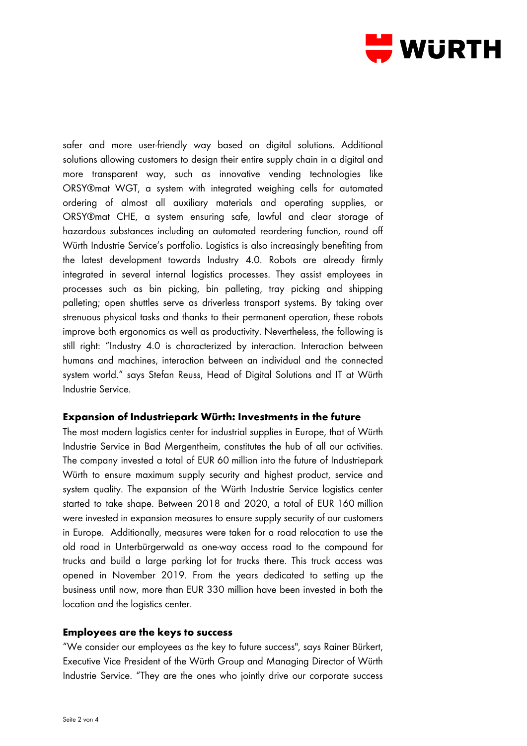safer and more user-friendly way based on digital solutions. Additional solutions allowing customers to design their entire supply chain in a digital and more transparent way, such as innovative vending technologies like ORSY®mat WGT, a system with integrated weighing cells for automated ordering of almost all auxiliary materials and operating supplies, or ORSY®mat CHE, a system ensuring safe, lawful and clear storage of hazardous substances including an automated reordering function, round off Würth Industrie Service's portfolio. Logistics is also increasingly benefiting from the latest development towards Industry 4.0. Robots are already firmly integrated in several internal logistics processes. They assist employees in processes such as bin picking, bin palleting, tray picking and shipping palleting; open shuttles serve as driverless transport systems. By taking over strenuous physical tasks and thanks to their permanent operation, these robots improve both ergonomics as well as productivity. Nevertheless, the following is still right: "Industry 4.0 is characterized by interaction. Interaction between humans and machines, interaction between an individual and the connected system world." says Stefan Reuss, Head of Digital Solutions and IT at Würth Industrie Service.

## Expansion of Industriepark Würth: Investments in the future

The most modern logistics center for industrial supplies in Europe, that of Würth Industrie Service in Bad Mergentheim, constitutes the hub of all our activities. The company invested a total of EUR 60 million into the future of Industriepark Würth to ensure maximum supply security and highest product, service and system quality. The expansion of the Würth Industrie Service logistics center started to take shape. Between 2018 and 2020, a total of EUR 160 million were invested in expansion measures to ensure supply security of our customers in Europe. Additionally, measures were taken for a road relocation to use the old road in Unterbürgerwald as one-way access road to the compound for trucks and build a large parking lot for trucks there. This truck access was opened in November 2019. From the years dedicated to setting up the business until now, more than EUR 330 million have been invested in both the location and the logistics center.

## Employees are the keys to success

"We consider our employees as the key to future success", says Rainer Bürkert, Executive Vice President of the Würth Group and Managing Director of Würth Industrie Service. "They are the ones who jointly drive our corporate success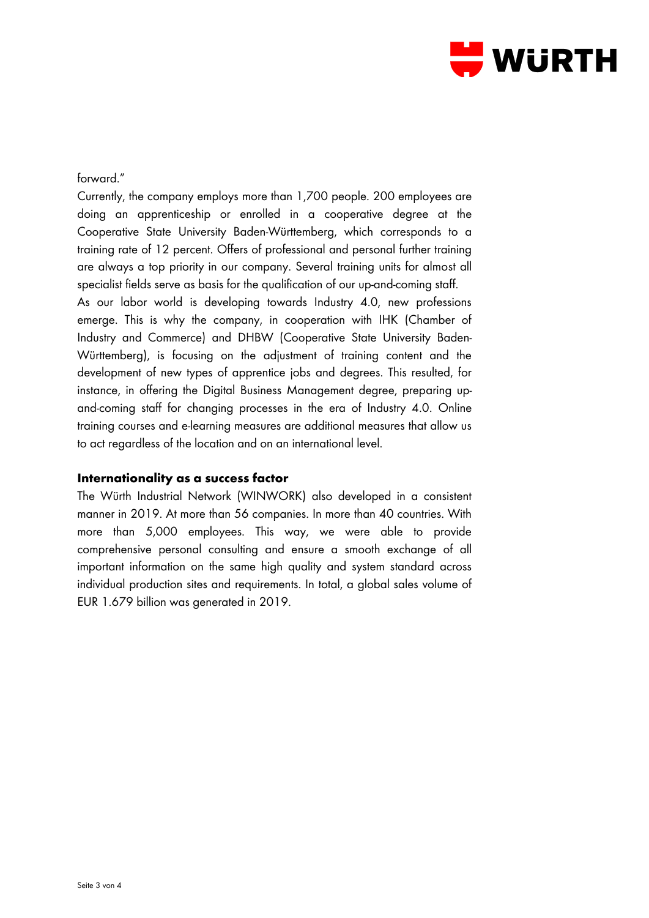forward."

Currently, the company employs more than 1,700 people. 200 employees are doing an apprenticeship or enrolled in a cooperative degree at the Cooperative State University Baden-Württemberg, which corresponds to a training rate of 12 percent. Offers of professional and personal further training are always a top priority in our company. Several training units for almost all specialist fields serve as basis for the qualification of our up-and-coming staff.

As our labor world is developing towards Industry 4.0, new professions emerge. This is why the company, in cooperation with IHK (Chamber of Industry and Commerce) and DHBW (Cooperative State University Baden-Württemberg), is focusing on the adjustment of training content and the development of new types of apprentice jobs and degrees. This resulted, for instance, in offering the Digital Business Management degree, preparing up-and-coming staff for changing processes in the era of Industry 4.0. Online training courses and e-learning measures are additional measures that allow us to act regardless of the location and on an international level.

**Internationality as a success factor**

The Würth Industrial Network (WINWORK) also developed in a consistent manner in 2019. At more than 56 companies. In more than 40 countries. With more than 5,000 employees. This way, we were able to provide comprehensive personal consulting and ensure a smooth exchange of all important information on the same high quality and system standard across individual production sites and requirements. In total, a global sales volume of EUR 1.679 billion was generated in 2019.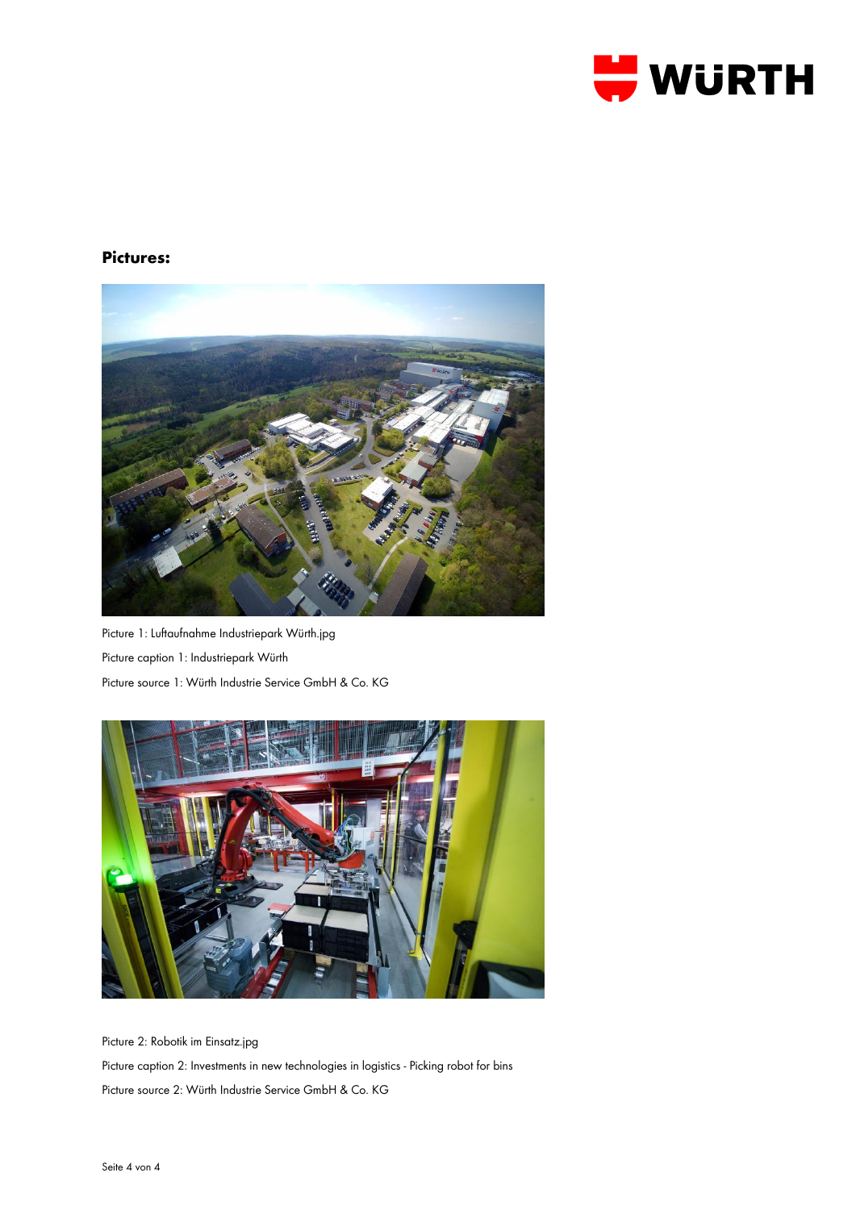**Pictures:**

Picture 1: Luftaufnahme Industriepark Würth.jpg

Picture caption 1: Industriepark Würth

Picture source 1: Würth Industrie Service GmbH & Co. KG

Picture 2: Robotik im Einsatz.jpg

Picture caption 2: Investments in new technologies in logistics - Picking robot for bins

Picture source 2: Würth Industrie Service GmbH & Co. KG